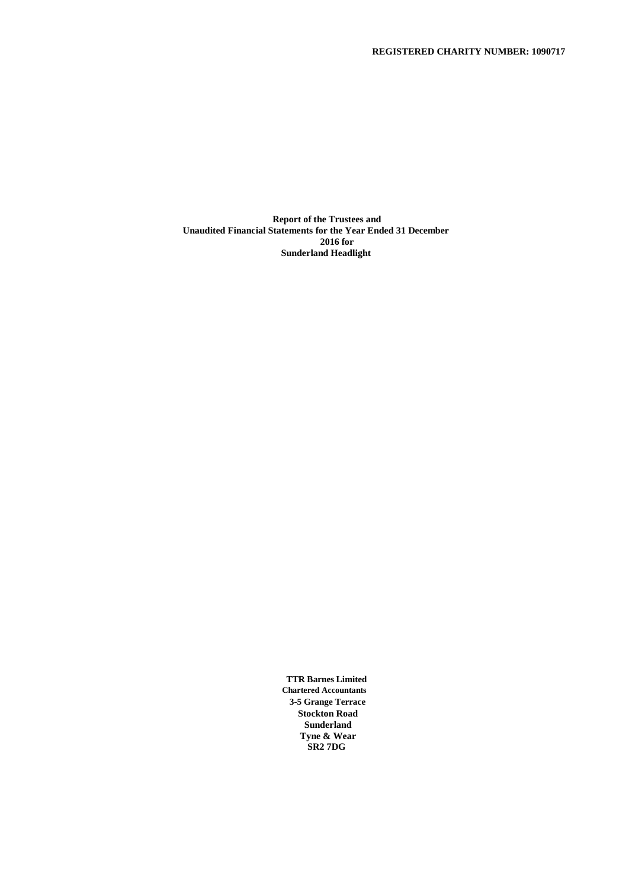**REGISTERED CHARITY NUMBER: 1090717**

**Report of the Trustees and**
**Unaudited Financial Statements for the Year Ended 31 December 2016 for**
**Sunderland Headlight**

**TTR Barnes Limited**
**Chartered Accountants**
**3-5 Grange Terrace**
**Stockton Road**
**Sunderland**
**Tyne & Wear**
**SR2 7DG**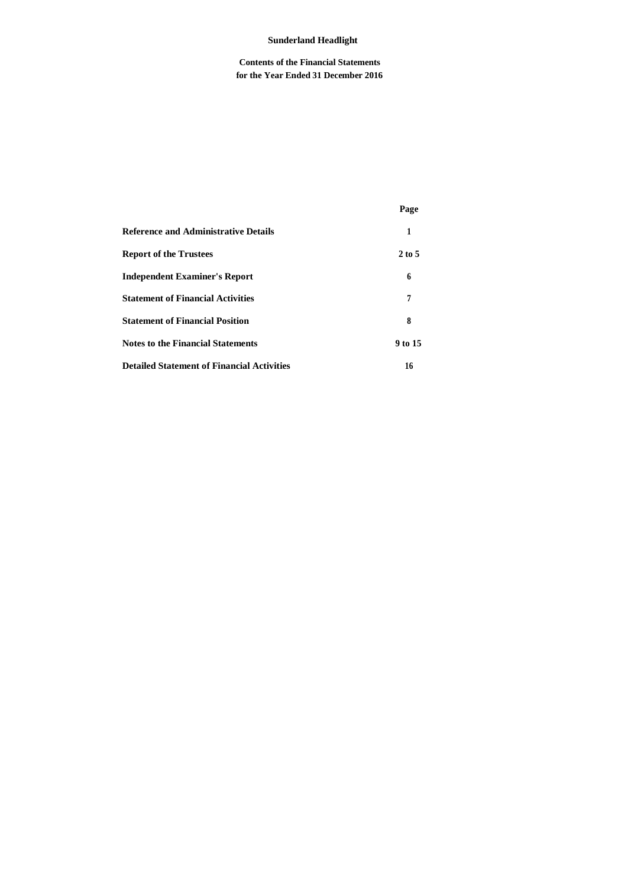# Sunderland Headlight

## Contents of the Financial Statements
## for the Year Ended 31 December 2016

| | Page |
|---|---|
| **Reference and Administrative Details** | 1 |
| **Report of the Trustees** | 2 to 5 |
| **Independent Examiner's Report** | 6 |
| **Statement of Financial Activities** | 7 |
| **Statement of Financial Position** | 8 |
| **Notes to the Financial Statements** | 9 to 15 |
| **Detailed Statement of Financial Activities** | 16 |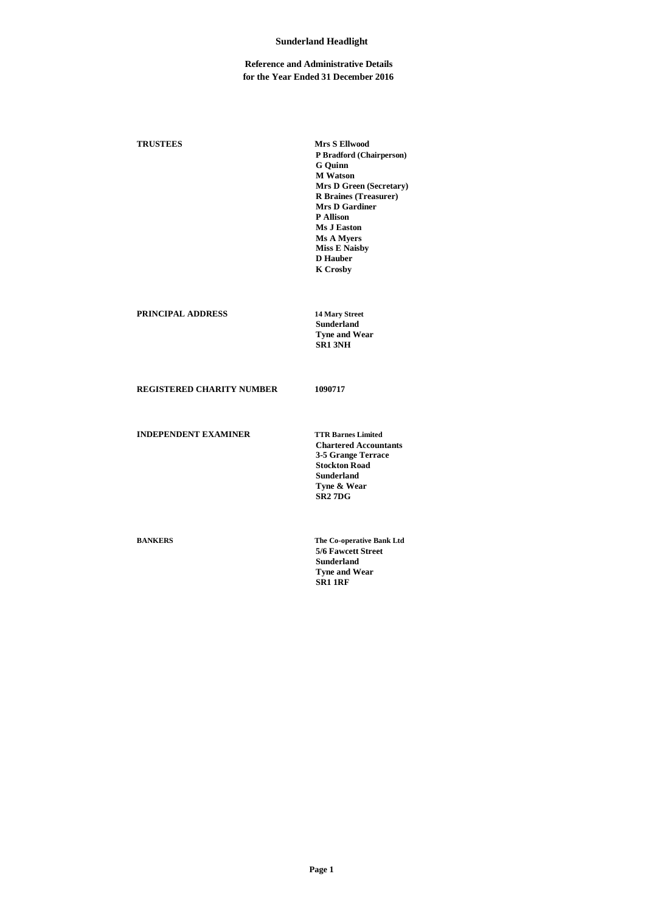# Sunderland Headlight

## Reference and Administrative Details
## for the Year Ended 31 December 2016

**TRUSTEES**

Mrs S Ellwood
P Bradford (Chairperson)
G Quinn
M Watson
Mrs D Green (Secretary)
R Braines (Treasurer)
Mrs D Gardiner
P Allison
Ms J Easton
Ms A Myers
Miss E Naisby
D Hauber
K Crosby

**PRINCIPAL ADDRESS**

14 Mary Street
Sunderland
Tyne and Wear
SR1 3NH

**REGISTERED CHARITY NUMBER**

1090717

**INDEPENDENT EXAMINER**

TTR Barnes Limited
Chartered Accountants
3-5 Grange Terrace
Stockton Road
Sunderland
Tyne & Wear
SR2 7DG

**BANKERS**

The Co-operative Bank Ltd
5/6 Fawcett Street
Sunderland
Tyne and Wear
SR1 1RF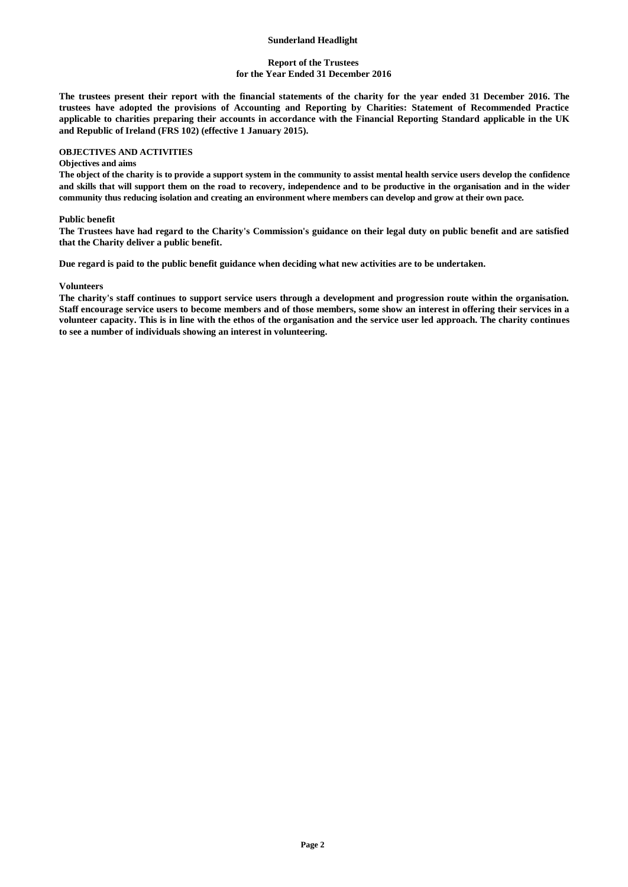**Sunderland Headlight**

**Report of the Trustees**
**for the Year Ended 31 December 2016**

**The trustees present their report with the financial statements of the charity for the year ended 31 December 2016. The trustees have adopted the provisions of Accounting and Reporting by Charities: Statement of Recommended Practice applicable to charities preparing their accounts in accordance with the Financial Reporting Standard applicable in the UK and Republic of Ireland (FRS 102) (effective 1 January 2015).**

## OBJECTIVES AND ACTIVITIES

### Objectives and aims

**The object of the charity is to provide a support system in the community to assist mental health service users develop the confidence and skills that will support them on the road to recovery, independence and to be productive in the organisation and in the wider community thus reducing isolation and creating an environment where members can develop and grow at their own pace.**

### Public benefit

**The Trustees have had regard to the Charity's Commission's guidance on their legal duty on public benefit and are satisfied that the Charity deliver a public benefit.**

**Due regard is paid to the public benefit guidance when deciding what new activities are to be undertaken.**

### Volunteers

**The charity's staff continues to support service users through a development and progression route within the organisation. Staff encourage service users to become members and of those members, some show an interest in offering their services in a volunteer capacity. This is in line with the ethos of the organisation and the service user led approach. The charity continues to see a number of individuals showing an interest in volunteering.**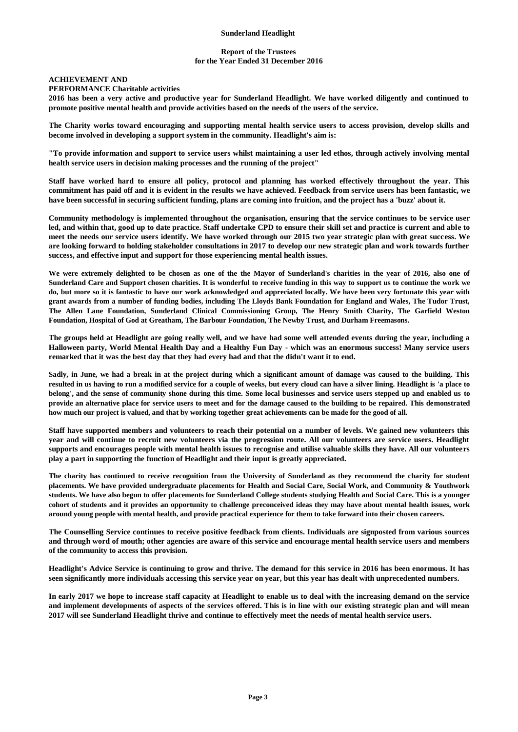**Sunderland Headlight**

**Report of the Trustees**
**for the Year Ended 31 December 2016**

## ACHIEVEMENT AND PERFORMANCE Charitable activities

**2016 has been a very active and productive year for Sunderland Headlight. We have worked diligently and continued to promote positive mental health and provide activities based on the needs of the users of the service.**

**The Charity works toward encouraging and supporting mental health service users to access provision, develop skills and become involved in developing a support system in the community. Headlight's aim is:**

**"To provide information and support to service users whilst maintaining a user led ethos, through actively involving mental health service users in decision making processes and the running of the project"**

**Staff have worked hard to ensure all policy, protocol and planning has worked effectively throughout the year. This commitment has paid off and it is evident in the results we have achieved. Feedback from service users has been fantastic, we have been successful in securing sufficient funding, plans are coming into fruition, and the project has a 'buzz' about it.**

**Community methodology is implemented throughout the organisation, ensuring that the service continues to be service user led, and within that, good up to date practice. Staff undertake CPD to ensure their skill set and practice is current and able to meet the needs our service users identify. We have worked through our 2015 two year strategic plan with great success. We are looking forward to holding stakeholder consultations in 2017 to develop our new strategic plan and work towards further success, and effective input and support for those experiencing mental health issues.**

**We were extremely delighted to be chosen as one of the the Mayor of Sunderland's charities in the year of 2016, also one of Sunderland Care and Support chosen charities. It is wonderful to receive funding in this way to support us to continue the work we do, but more so it is fantastic to have our work acknowledged and appreciated locally. We have been very fortunate this year with grant awards from a number of funding bodies, including The Lloyds Bank Foundation for England and Wales, The Tudor Trust, The Allen Lane Foundation, Sunderland Clinical Commissioning Group, The Henry Smith Charity, The Garfield Weston Foundation, Hospital of God at Greatham, The Barbour Foundation, The Newby Trust, and Durham Freemasons.**

**The groups held at Headlight are going really well, and we have had some well attended events during the year, including a Halloween party, World Mental Health Day and a Healthy Fun Day - which was an enormous success! Many service users remarked that it was the best day that they had every had and that the didn't want it to end.**

**Sadly, in June, we had a break in at the project during which a significant amount of damage was caused to the building. This resulted in us having to run a modified service for a couple of weeks, but every cloud can have a silver lining. Headlight is 'a place to belong', and the sense of community shone during this time. Some local businesses and service users stepped up and enabled us to provide an alternative place for service users to meet and for the damage caused to the building to be repaired. This demonstrated how much our project is valued, and that by working together great achievements can be made for the good of all.**

**Staff have supported members and volunteers to reach their potential on a number of levels. We gained new volunteers this year and will continue to recruit new volunteers via the progression route. All our volunteers are service users. Headlight supports and encourages people with mental health issues to recognise and utilise valuable skills they have. All our volunteers play a part in supporting the function of Headlight and their input is greatly appreciated.**

**The charity has continued to receive recognition from the University of Sunderland as they recommend the charity for student placements. We have provided undergraduate placements for Health and Social Care, Social Work, and Community & Youthwork students. We have also begun to offer placements for Sunderland College students studying Health and Social Care. This is a younger cohort of students and it provides an opportunity to challenge preconceived ideas they may have about mental health issues, work around young people with mental health, and provide practical experience for them to take forward into their chosen careers.**

**The Counselling Service continues to receive positive feedback from clients. Individuals are signposted from various sources and through word of mouth; other agencies are aware of this service and encourage mental health service users and members of the community to access this provision.**

**Headlight's Advice Service is continuing to grow and thrive. The demand for this service in 2016 has been enormous. It has seen significantly more individuals accessing this service year on year, but this year has dealt with unprecedented numbers.**

**In early 2017 we hope to increase staff capacity at Headlight to enable us to deal with the increasing demand on the service and implement developments of aspects of the services offered. This is in line with our existing strategic plan and will mean 2017 will see Sunderland Headlight thrive and continue to effectively meet the needs of mental health service users.**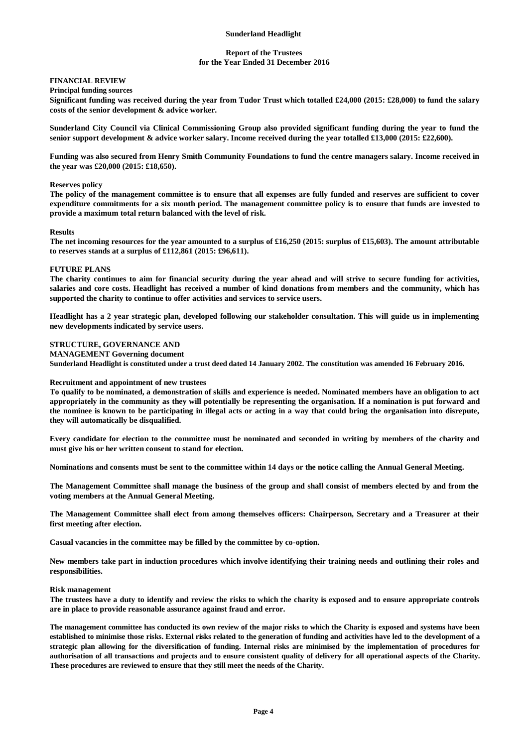**Sunderland Headlight**

**Report of the Trustees**
**for the Year Ended 31 December 2016**

## FINANCIAL REVIEW

### Principal funding sources

**Significant funding was received during the year from Tudor Trust which totalled £24,000 (2015: £28,000) to fund the salary costs of the senior development & advice worker.**

**Sunderland City Council via Clinical Commissioning Group also provided significant funding during the year to fund the senior support development & advice worker salary. Income received during the year totalled £13,000 (2015: £22,600).**

**Funding was also secured from Henry Smith Community Foundations to fund the centre managers salary. Income received in the year was £20,000 (2015: £18,650).**

### Reserves policy

**The policy of the management committee is to ensure that all expenses are fully funded and reserves are sufficient to cover expenditure commitments for a six month period. The management committee policy is to ensure that funds are invested to provide a maximum total return balanced with the level of risk.**

### Results

**The net incoming resources for the year amounted to a surplus of £16,250 (2015: surplus of £15,603). The amount attributable to reserves stands at a surplus of £112,861 (2015: £96,611).**

## FUTURE PLANS

**The charity continues to aim for financial security during the year ahead and will strive to secure funding for activities, salaries and core costs. Headlight has received a number of kind donations from members and the community, which has supported the charity to continue to offer activities and services to service users.**

**Headlight has a 2 year strategic plan, developed following our stakeholder consultation. This will guide us in implementing new developments indicated by service users.**

## STRUCTURE, GOVERNANCE AND MANAGEMENT Governing document

**Sunderland Headlight is constituted under a trust deed dated 14 January 2002. The constitution was amended 16 February 2016.**

### Recruitment and appointment of new trustees

**To qualify to be nominated, a demonstration of skills and experience is needed. Nominated members have an obligation to act appropriately in the community as they will potentially be representing the organisation. If a nomination is put forward and the nominee is known to be participating in illegal acts or acting in a way that could bring the organisation into disrepute, they will automatically be disqualified.**

**Every candidate for election to the committee must be nominated and seconded in writing by members of the charity and must give his or her written consent to stand for election.**

**Nominations and consents must be sent to the committee within 14 days or the notice calling the Annual General Meeting.**

**The Management Committee shall manage the business of the group and shall consist of members elected by and from the voting members at the Annual General Meeting.**

**The Management Committee shall elect from among themselves officers: Chairperson, Secretary and a Treasurer at their first meeting after election.**

**Casual vacancies in the committee may be filled by the committee by co-option.**

**New members take part in induction procedures which involve identifying their training needs and outlining their roles and responsibilities.**

### Risk management

**The trustees have a duty to identify and review the risks to which the charity is exposed and to ensure appropriate controls are in place to provide reasonable assurance against fraud and error.**

**The management committee has conducted its own review of the major risks to which the Charity is exposed and systems have been established to minimise those risks. External risks related to the generation of funding and activities have led to the development of a strategic plan allowing for the diversification of funding. Internal risks are minimised by the implementation of procedures for authorisation of all transactions and projects and to ensure consistent quality of delivery for all operational aspects of the Charity. These procedures are reviewed to ensure that they still meet the needs of the Charity.**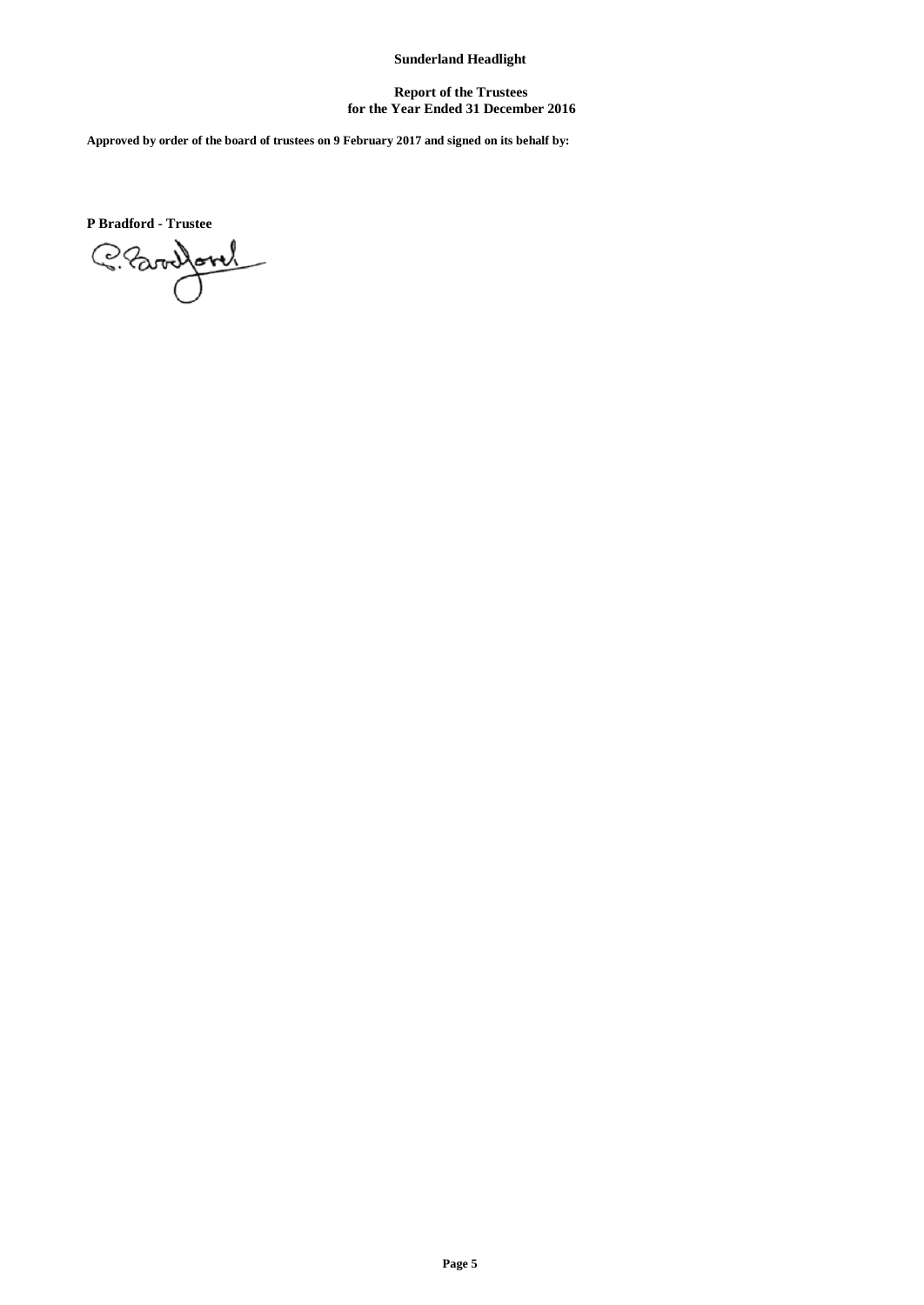**Sunderland Headlight**

**Report of the Trustees**
**for the Year Ended 31 December 2016**

**Approved by order of the board of trustees on 9 February 2017 and signed on its behalf by:**

**P Bradford - Trustee**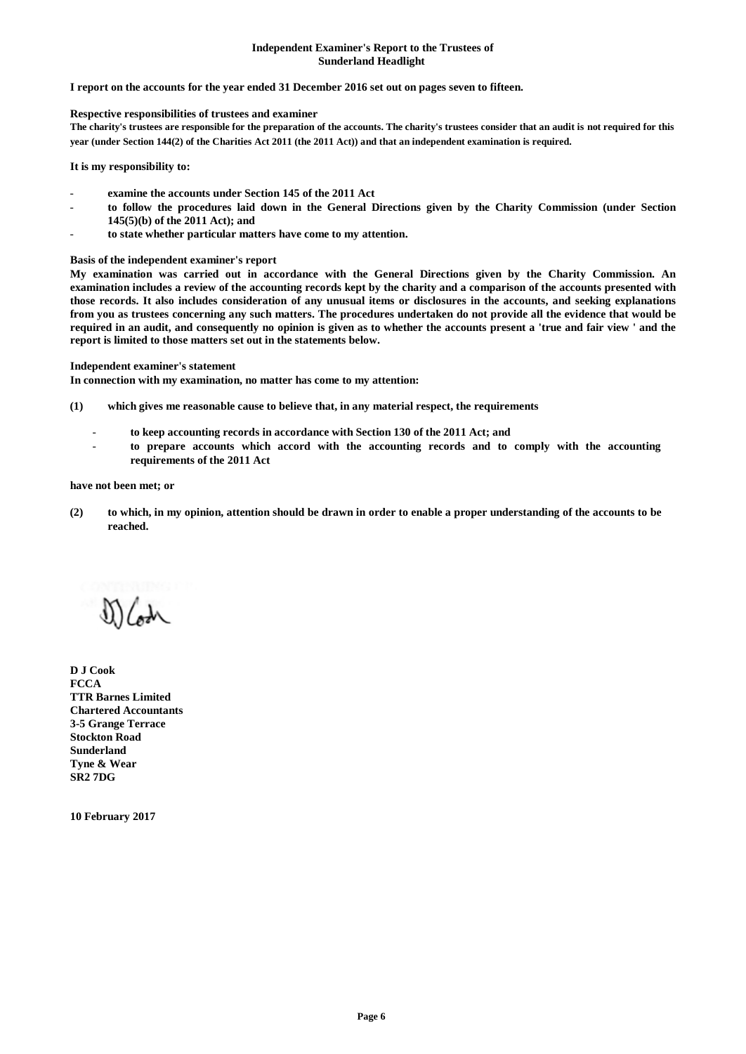**Independent Examiner's Report to the Trustees of**
**Sunderland Headlight**

**I report on the accounts for the year ended 31 December 2016 set out on pages seven to fifteen.**

**Respective responsibilities of trustees and examiner**

**The charity's trustees are responsible for the preparation of the accounts. The charity's trustees consider that an audit is not required for this year (under Section 144(2) of the Charities Act 2011 (the 2011 Act)) and that an independent examination is required.**

**It is my responsibility to:**

- **examine the accounts under Section 145 of the 2011 Act**
- **to follow the procedures laid down in the General Directions given by the Charity Commission (under Section 145(5)(b) of the 2011 Act); and**
- **to state whether particular matters have come to my attention.**

**Basis of the independent examiner's report**

**My examination was carried out in accordance with the General Directions given by the Charity Commission. An examination includes a review of the accounting records kept by the charity and a comparison of the accounts presented with those records. It also includes consideration of any unusual items or disclosures in the accounts, and seeking explanations from you as trustees concerning any such matters. The procedures undertaken do not provide all the evidence that would be required in an audit, and consequently no opinion is given as to whether the accounts present a 'true and fair view ' and the report is limited to those matters set out in the statements below.**

**Independent examiner's statement**

**In connection with my examination, no matter has come to my attention:**

**(1)** **which gives me reasonable cause to believe that, in any material respect, the requirements**

- **to keep accounting records in accordance with Section 130 of the 2011 Act; and**
- **to prepare accounts which accord with the accounting records and to comply with the accounting requirements of the 2011 Act**

**have not been met; or**

**(2)** **to which, in my opinion, attention should be drawn in order to enable a proper understanding of the accounts to be reached.**

DJ Cook

**D J Cook**
**FCCA**
**TTR Barnes Limited**
**Chartered Accountants**
**3-5 Grange Terrace**
**Stockton Road**
**Sunderland**
**Tyne & Wear**
**SR2 7DG**

**10 February 2017**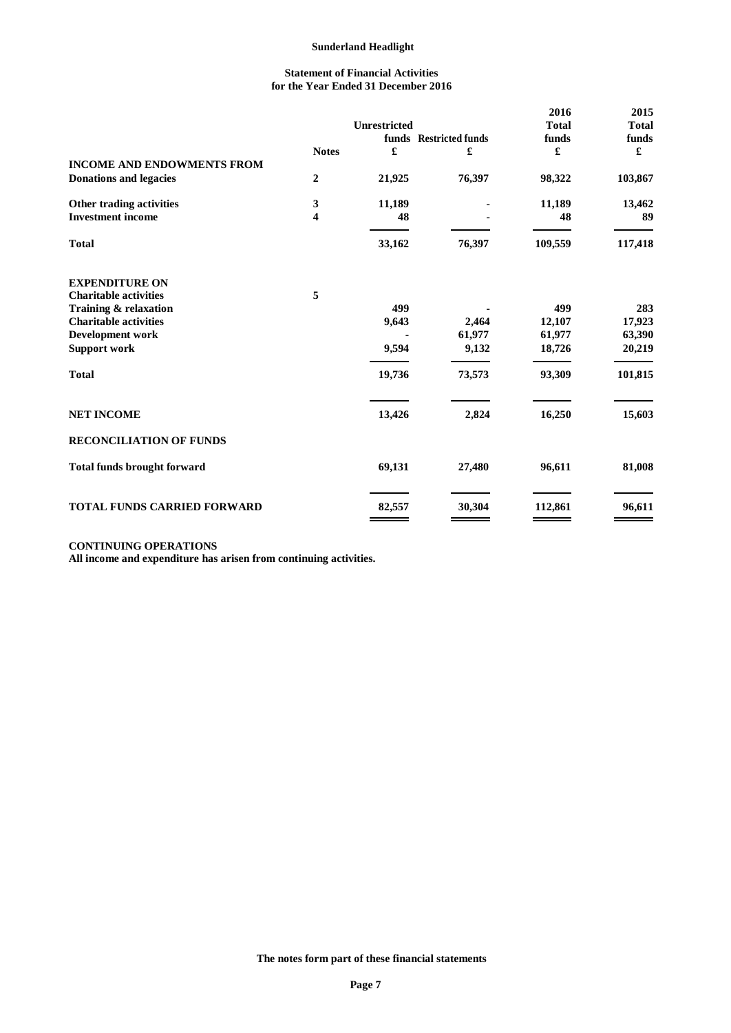# Sunderland Headlight

## Statement of Financial Activities
## for the Year Ended 31 December 2016

| | Notes | Unrestricted funds £ | Restricted funds £ | 2016 Total funds £ | 2015 Total funds £ |
|---|---|---|---|---|---|
| **INCOME AND ENDOWMENTS FROM** | | | | | |
| **Donations and legacies** | 2 | 21,925 | 76,397 | 98,322 | 103,867 |
| **Other trading activities** | 3 | 11,189 | - | 11,189 | 13,462 |
| **Investment income** | 4 | 48 | - | 48 | 89 |
| **Total** | | 33,162 | 76,397 | 109,559 | 117,418 |
| **EXPENDITURE ON** | | | | | |
| **Charitable activities** | 5 | | | | |
| **Training & relaxation** | | 499 | - | 499 | 283 |
| **Charitable activities** | | 9,643 | 2,464 | 12,107 | 17,923 |
| **Development work** | | - | 61,977 | 61,977 | 63,390 |
| **Support work** | | 9,594 | 9,132 | 18,726 | 20,219 |
| **Total** | | 19,736 | 73,573 | 93,309 | 101,815 |
| **NET INCOME** | | 13,426 | 2,824 | 16,250 | 15,603 |
| **RECONCILIATION OF FUNDS** | | | | | |
| **Total funds brought forward** | | 69,131 | 27,480 | 96,611 | 81,008 |
| **TOTAL FUNDS CARRIED FORWARD** | | 82,557 | 30,304 | 112,861 | 96,611 |

**CONTINUING OPERATIONS**
**All income and expenditure has arisen from continuing activities.**

**The notes form part of these financial statements**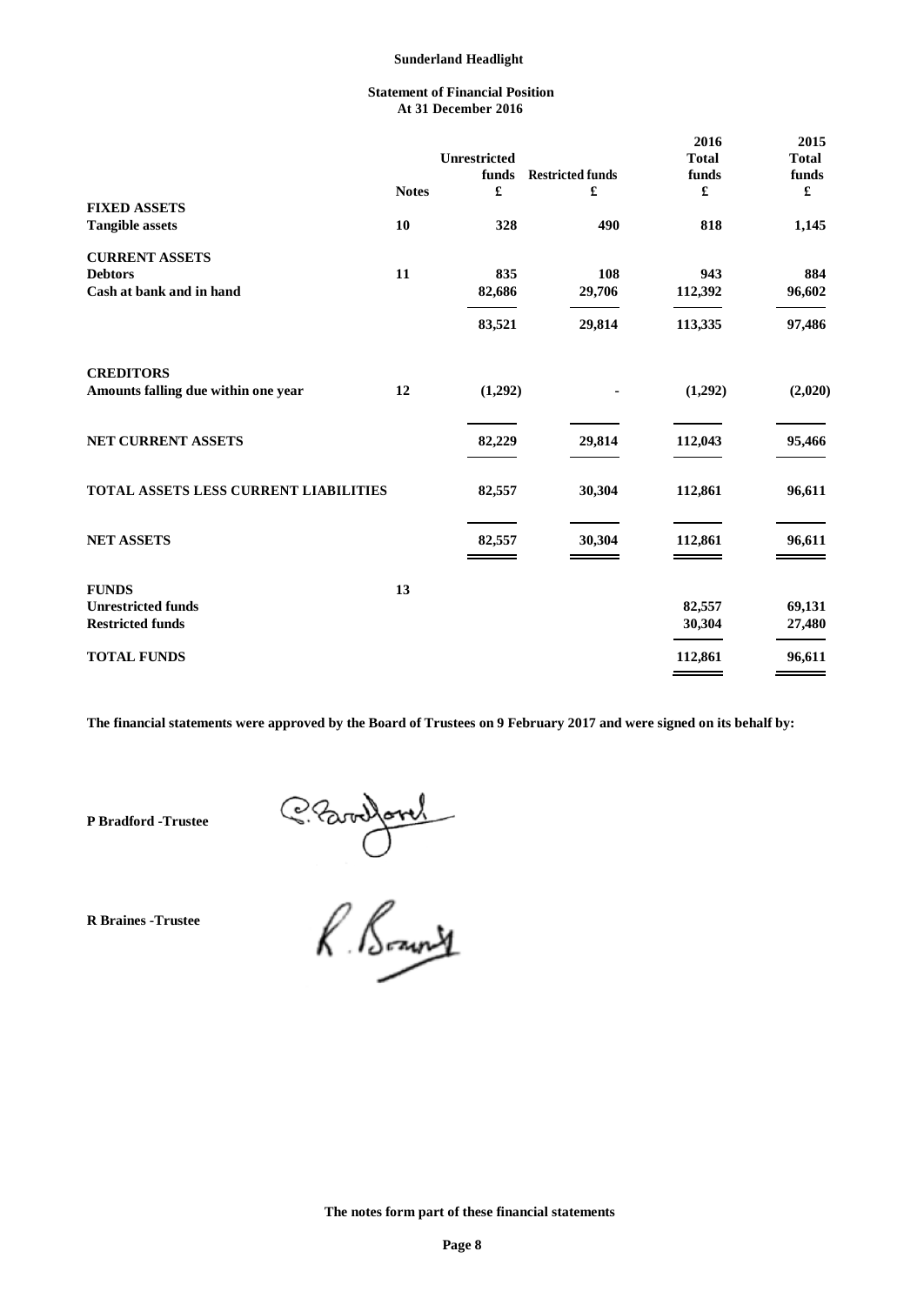**Sunderland Headlight**

**Statement of Financial Position**
**At 31 December 2016**

| | Notes | Unrestricted funds £ | Restricted funds £ | 2016 Total funds £ | 2015 Total funds £ |
|---|---|---|---|---|---|
| **FIXED ASSETS** | | | | | |
| **Tangible assets** | 10 | 328 | 490 | 818 | 1,145 |
| **CURRENT ASSETS** | | | | | |
| **Debtors** | 11 | 835 | 108 | 943 | 884 |
| **Cash at bank and in hand** | | 82,686 | 29,706 | 112,392 | 96,602 |
| | | 83,521 | 29,814 | 113,335 | 97,486 |
| **CREDITORS** | | | | | |
| **Amounts falling due within one year** | 12 | (1,292) | - | (1,292) | (2,020) |
| **NET CURRENT ASSETS** | | 82,229 | 29,814 | 112,043 | 95,466 |
| **TOTAL ASSETS LESS CURRENT LIABILITIES** | | 82,557 | 30,304 | 112,861 | 96,611 |
| **NET ASSETS** | | 82,557 | 30,304 | 112,861 | 96,611 |
| **FUNDS** | 13 | | | | |
| **Unrestricted funds** | | | | 82,557 | 69,131 |
| **Restricted funds** | | | | 30,304 | 27,480 |
| **TOTAL FUNDS** | | | | 112,861 | 96,611 |

**The financial statements were approved by the Board of Trustees on 9 February 2017 and were signed on its behalf by:**

**P Bradford -Trustee**

**R Braines -Trustee**

**The notes form part of these financial statements**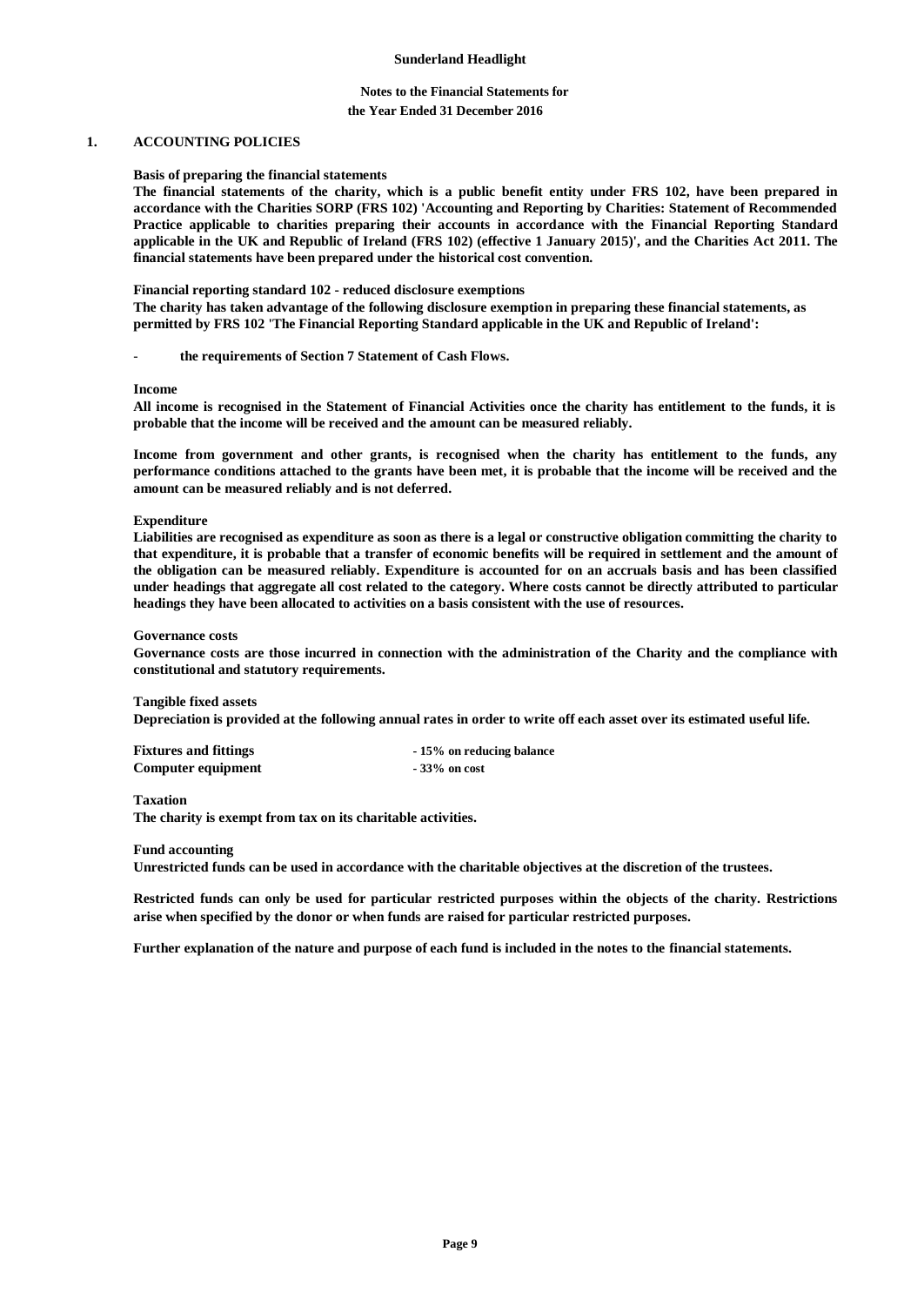**Sunderland Headlight**

**Notes to the Financial Statements for the Year Ended 31 December 2016**

## 1. ACCOUNTING POLICIES

**Basis of preparing the financial statements**

**The financial statements of the charity, which is a public benefit entity under FRS 102, have been prepared in accordance with the Charities SORP (FRS 102) 'Accounting and Reporting by Charities: Statement of Recommended Practice applicable to charities preparing their accounts in accordance with the Financial Reporting Standard applicable in the UK and Republic of Ireland (FRS 102) (effective 1 January 2015)', and the Charities Act 2011. The financial statements have been prepared under the historical cost convention.**

**Financial reporting standard 102 - reduced disclosure exemptions**

**The charity has taken advantage of the following disclosure exemption in preparing these financial statements, as permitted by FRS 102 'The Financial Reporting Standard applicable in the UK and Republic of Ireland':**

- **the requirements of Section 7 Statement of Cash Flows.**

**Income**

**All income is recognised in the Statement of Financial Activities once the charity has entitlement to the funds, it is probable that the income will be received and the amount can be measured reliably.**

**Income from government and other grants, is recognised when the charity has entitlement to the funds, any performance conditions attached to the grants have been met, it is probable that the income will be received and the amount can be measured reliably and is not deferred.**

**Expenditure**

**Liabilities are recognised as expenditure as soon as there is a legal or constructive obligation committing the charity to that expenditure, it is probable that a transfer of economic benefits will be required in settlement and the amount of the obligation can be measured reliably. Expenditure is accounted for on an accruals basis and has been classified under headings that aggregate all cost related to the category. Where costs cannot be directly attributed to particular headings they have been allocated to activities on a basis consistent with the use of resources.**

**Governance costs**

**Governance costs are those incurred in connection with the administration of the Charity and the compliance with constitutional and statutory requirements.**

**Tangible fixed assets**

**Depreciation is provided at the following annual rates in order to write off each asset over its estimated useful life.**

| | |
|---|---|
| **Fixtures and fittings** | **- 15% on reducing balance** |
| **Computer equipment** | **- 33% on cost** |

**Taxation**

**The charity is exempt from tax on its charitable activities.**

**Fund accounting**

**Unrestricted funds can be used in accordance with the charitable objectives at the discretion of the trustees.**

**Restricted funds can only be used for particular restricted purposes within the objects of the charity. Restrictions arise when specified by the donor or when funds are raised for particular restricted purposes.**

**Further explanation of the nature and purpose of each fund is included in the notes to the financial statements.**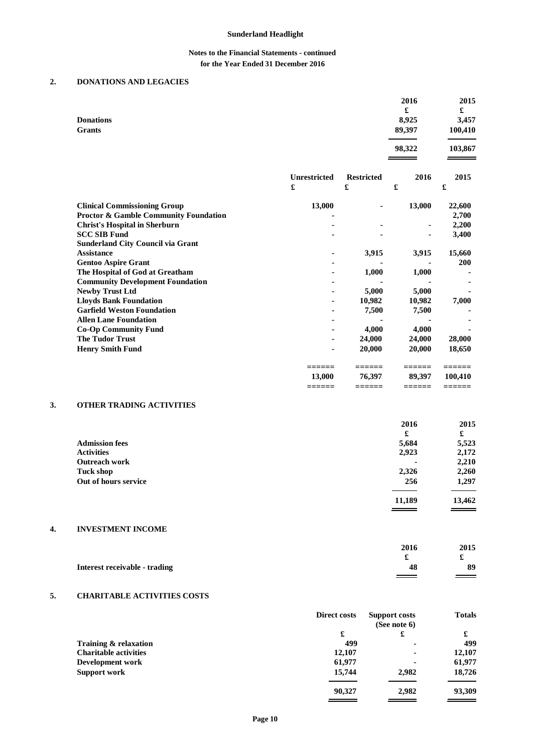## 2. DONATIONS AND LEGACIES

| | 2016 | 2015 |
|---|---|---|
| | £ | £ |
| **Donations** | 8,925 | 3,457 |
| **Grants** | 89,397 | 100,410 |
| | 98,322 | 103,867 |

| | Unrestricted | Restricted | 2016 | 2015 |
|---|---|---|---|---|
| | £ | £ | £ | £ |
| **Clinical Commissioning Group** | 13,000 | - | 13,000 | 22,600 |
| **Proctor & Gamble Community Foundation** | - | | | 2,700 |
| **Christ's Hospital in Sherburn** | - | - | - | 2,200 |
| **SCC SIB Fund** | - | - | - | 3,400 |
| **Sunderland City Council via Grant Assistance** | - | 3,915 | 3,915 | 15,660 |
| **Gentoo Aspire Grant** | - | - | - | 200 |
| **The Hospital of God at Greatham** | - | 1,000 | 1,000 | - |
| **Community Development Foundation** | - | - | - | - |
| **Newby Trust Ltd** | - | 5,000 | 5,000 | - |
| **Lloyds Bank Foundation** | - | 10,982 | 10,982 | 7,000 |
| **Garfield Weston Foundation** | - | 7,500 | 7,500 | - |
| **Allen Lane Foundation** | - | - | - | - |
| **Co-Op Community Fund** | - | 4,000 | 4,000 | - |
| **The Tudor Trust** | - | 24,000 | 24,000 | 28,000 |
| **Henry Smith Fund** | - | 20,000 | 20,000 | 18,650 |
| | 13,000 | 76,397 | 89,397 | 100,410 |

## 3. OTHER TRADING ACTIVITIES

| | 2016 | 2015 |
|---|---|---|
| | £ | £ |
| **Admission fees** | 5,684 | 5,523 |
| **Activities** | 2,923 | 2,172 |
| **Outreach work** | - | 2,210 |
| **Tuck shop** | 2,326 | 2,260 |
| **Out of hours service** | 256 | 1,297 |
| | 11,189 | 13,462 |

## 4. INVESTMENT INCOME

| | 2016 | 2015 |
|---|---|---|
| | £ | £ |
| **Interest receivable - trading** | 48 | 89 |

## 5. CHARITABLE ACTIVITIES COSTS

| | Direct costs | Support costs (See note 6) | Totals |
|---|---|---|---|
| | £ | £ | £ |
| **Training & relaxation** | 499 | - | 499 |
| **Charitable activities** | 12,107 | - | 12,107 |
| **Development work** | 61,977 | - | 61,977 |
| **Support work** | 15,744 | 2,982 | 18,726 |
| | 90,327 | 2,982 | 93,309 |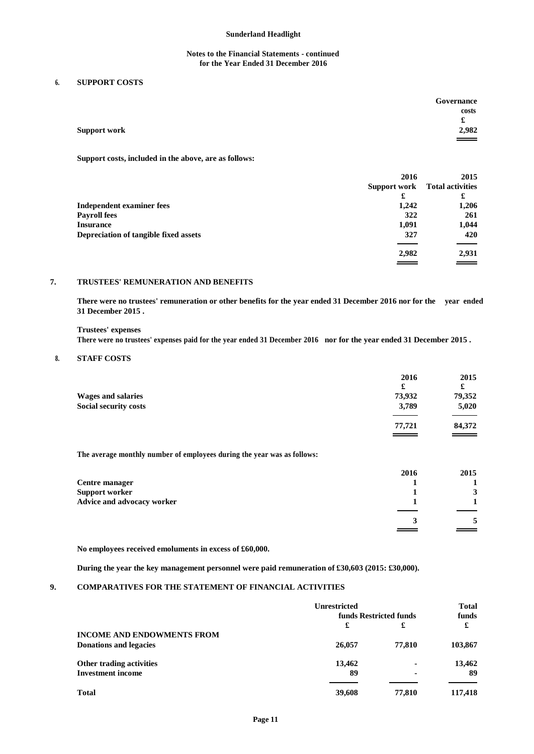## 6. SUPPORT COSTS

| | Governance costs |
|---|---|
| | £ |
| Support work | 2,982 |

Support costs, included in the above, are as follows:

| | 2016 | 2015 |
|---|---|---|
| | Support work | Total activities |
| | £ | £ |
| Independent examiner fees | 1,242 | 1,206 |
| Payroll fees | 322 | 261 |
| Insurance | 1,091 | 1,044 |
| Depreciation of tangible fixed assets | 327 | 420 |
| | 2,982 | 2,931 |

## 7. TRUSTEES' REMUNERATION AND BENEFITS

There were no trustees' remuneration or other benefits for the year ended 31 December 2016 nor for the year ended 31 December 2015 .

**Trustees' expenses**

There were no trustees' expenses paid for the year ended 31 December 2016 nor for the year ended 31 December 2015 .

## 8. STAFF COSTS

| | 2016 | 2015 |
|---|---|---|
| | £ | £ |
| Wages and salaries | 73,932 | 79,352 |
| Social security costs | 3,789 | 5,020 |
| | 77,721 | 84,372 |

The average monthly number of employees during the year was as follows:

| | 2016 | 2015 |
|---|---|---|
| Centre manager | 1 | 1 |
| Support worker | 1 | 3 |
| Advice and advocacy worker | 1 | 1 |
| | 3 | 5 |

No employees received emoluments in excess of £60,000.

During the year the key management personnel were paid remuneration of £30,603 (2015: £30,000).

## 9. COMPARATIVES FOR THE STATEMENT OF FINANCIAL ACTIVITIES

| | Unrestricted funds | Restricted funds | Total funds |
|---|---|---|---|
| | £ | £ | £ |
| INCOME AND ENDOWMENTS FROM | | | |
| Donations and legacies | 26,057 | 77,810 | 103,867 |
| Other trading activities | 13,462 | - | 13,462 |
| Investment income | 89 | - | 89 |
| Total | 39,608 | 77,810 | 117,418 |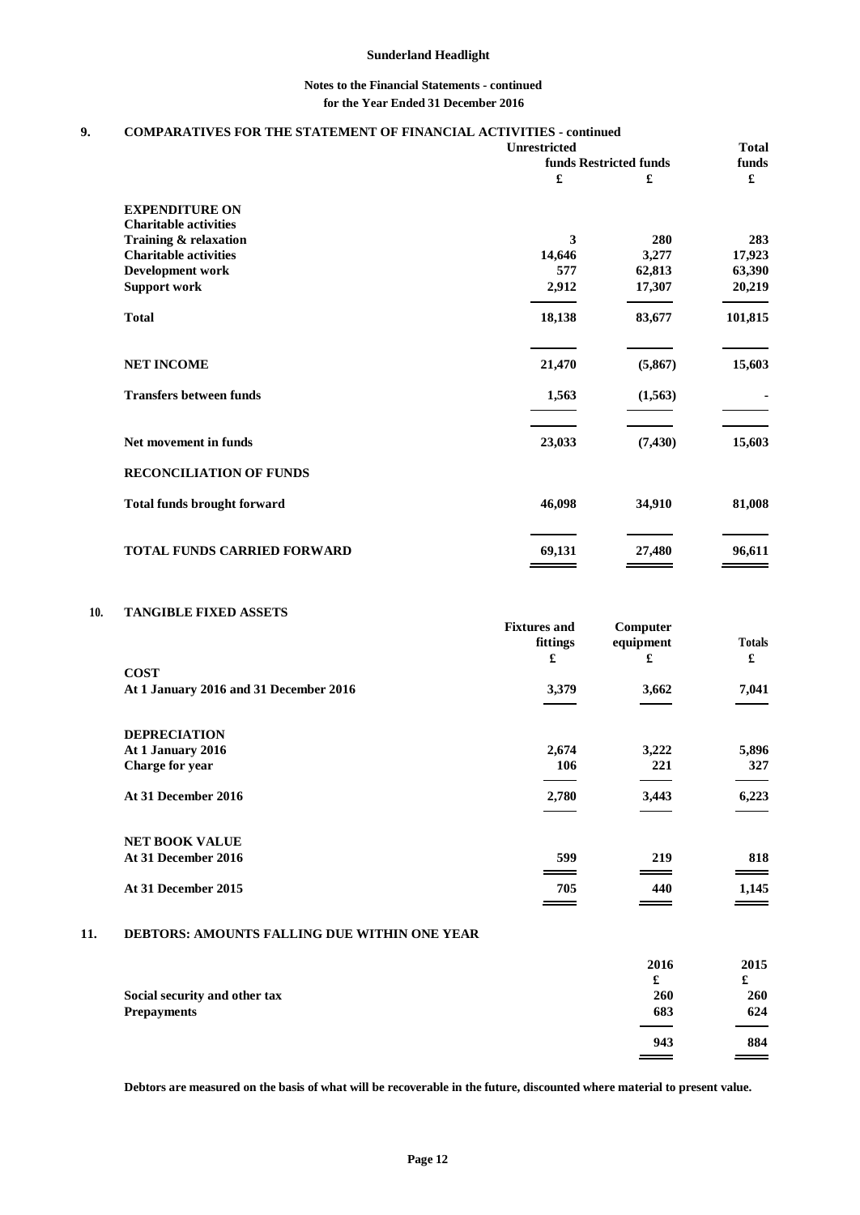**Sunderland Headlight**

**Notes to the Financial Statements - continued**
**for the Year Ended 31 December 2016**

## 9. COMPARATIVES FOR THE STATEMENT OF FINANCIAL ACTIVITIES - continued

| | Unrestricted funds | Restricted funds | Total funds |
|---|---|---|---|
| | £ | £ | £ |
| **EXPENDITURE ON** | | | |
| **Charitable activities** | | | |
| Training & relaxation | 3 | 280 | 283 |
| Charitable activities | 14,646 | 3,277 | 17,923 |
| Development work | 577 | 62,813 | 63,390 |
| Support work | 2,912 | 17,307 | 20,219 |
| **Total** | 18,138 | 83,677 | 101,815 |
| **NET INCOME** | 21,470 | (5,867) | 15,603 |
| Transfers between funds | 1,563 | (1,563) | - |
| Net movement in funds | 23,033 | (7,430) | 15,603 |
| **RECONCILIATION OF FUNDS** | | | |
| Total funds brought forward | 46,098 | 34,910 | 81,008 |
| **TOTAL FUNDS CARRIED FORWARD** | 69,131 | 27,480 | 96,611 |

## 10. TANGIBLE FIXED ASSETS

| | Fixtures and fittings | Computer equipment | Totals |
|---|---|---|---|
| | £ | £ | £ |
| **COST** | | | |
| At 1 January 2016 and 31 December 2016 | 3,379 | 3,662 | 7,041 |
| **DEPRECIATION** | | | |
| At 1 January 2016 | 2,674 | 3,222 | 5,896 |
| Charge for year | 106 | 221 | 327 |
| At 31 December 2016 | 2,780 | 3,443 | 6,223 |
| **NET BOOK VALUE** | | | |
| At 31 December 2016 | 599 | 219 | 818 |
| At 31 December 2015 | 705 | 440 | 1,145 |

## 11. DEBTORS: AMOUNTS FALLING DUE WITHIN ONE YEAR

| | 2016 | 2015 |
|---|---|---|
| | £ | £ |
| Social security and other tax | 260 | 260 |
| Prepayments | 683 | 624 |
| | 943 | 884 |

**Debtors are measured on the basis of what will be recoverable in the future, discounted where material to present value.**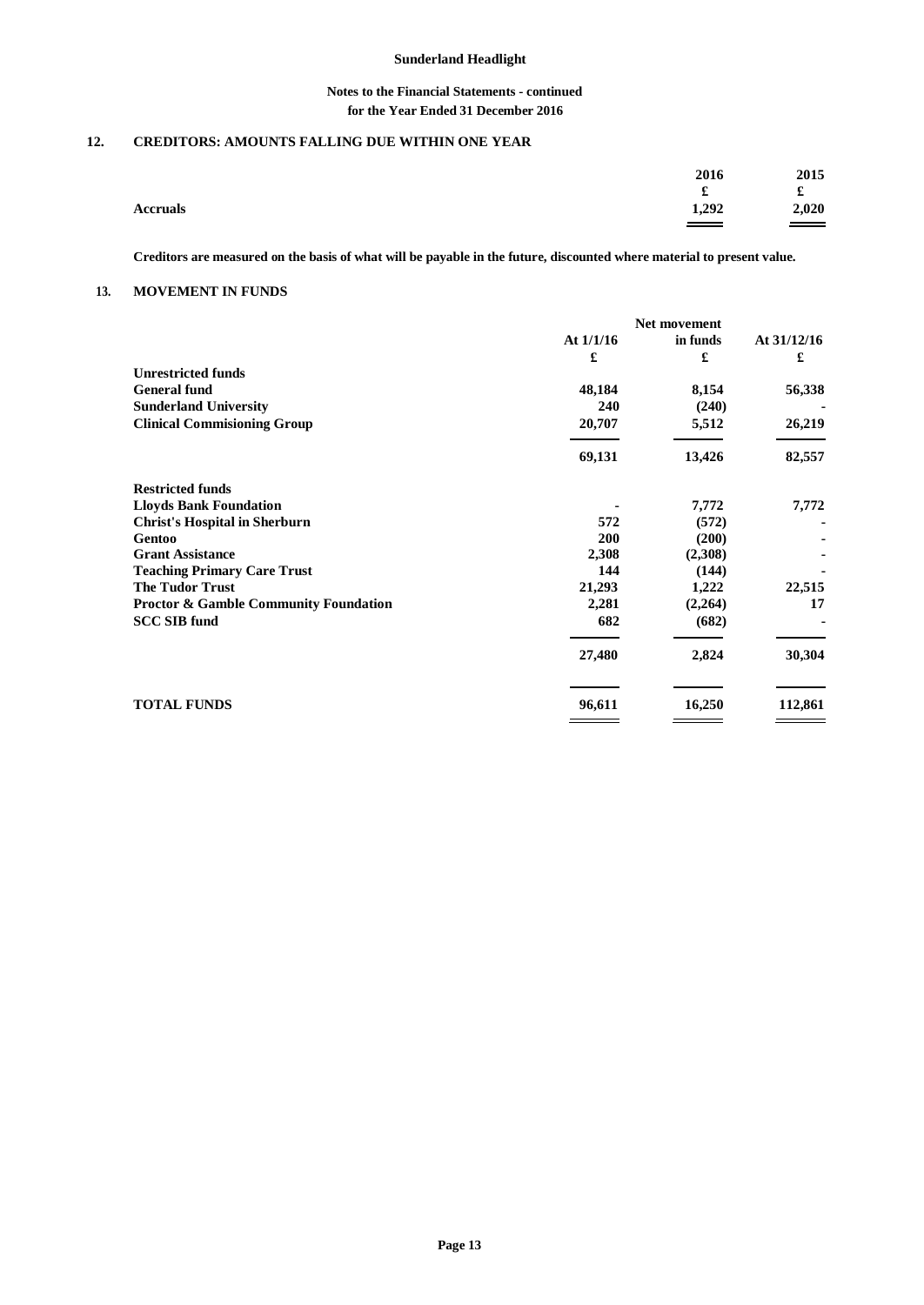**Notes to the Financial Statements - continued**
**for the Year Ended 31 December 2016**

## 12. CREDITORS: AMOUNTS FALLING DUE WITHIN ONE YEAR

| | 2016 | 2015 |
|---|---|---|
| | £ | £ |
| **Accruals** | 1,292 | 2,020 |

**Creditors are measured on the basis of what will be payable in the future, discounted where material to present value.**

## 13. MOVEMENT IN FUNDS

| | At 1/1/16 | Net movement in funds | At 31/12/16 |
|---|---|---|---|
| | £ | £ | £ |
| **Unrestricted funds** | | | |
| **General fund** | 48,184 | 8,154 | 56,338 |
| **Sunderland University** | 240 | (240) | - |
| **Clinical Commisioning Group** | 20,707 | 5,512 | 26,219 |
| | 69,131 | 13,426 | 82,557 |
| **Restricted funds** | | | |
| **Lloyds Bank Foundation** | - | 7,772 | 7,772 |
| **Christ's Hospital in Sherburn** | 572 | (572) | - |
| **Gentoo** | 200 | (200) | - |
| **Grant Assistance** | 2,308 | (2,308) | - |
| **Teaching Primary Care Trust** | 144 | (144) | - |
| **The Tudor Trust** | 21,293 | 1,222 | 22,515 |
| **Proctor & Gamble Community Foundation** | 2,281 | (2,264) | 17 |
| **SCC SIB fund** | 682 | (682) | - |
| | 27,480 | 2,824 | 30,304 |
| **TOTAL FUNDS** | 96,611 | 16,250 | 112,861 |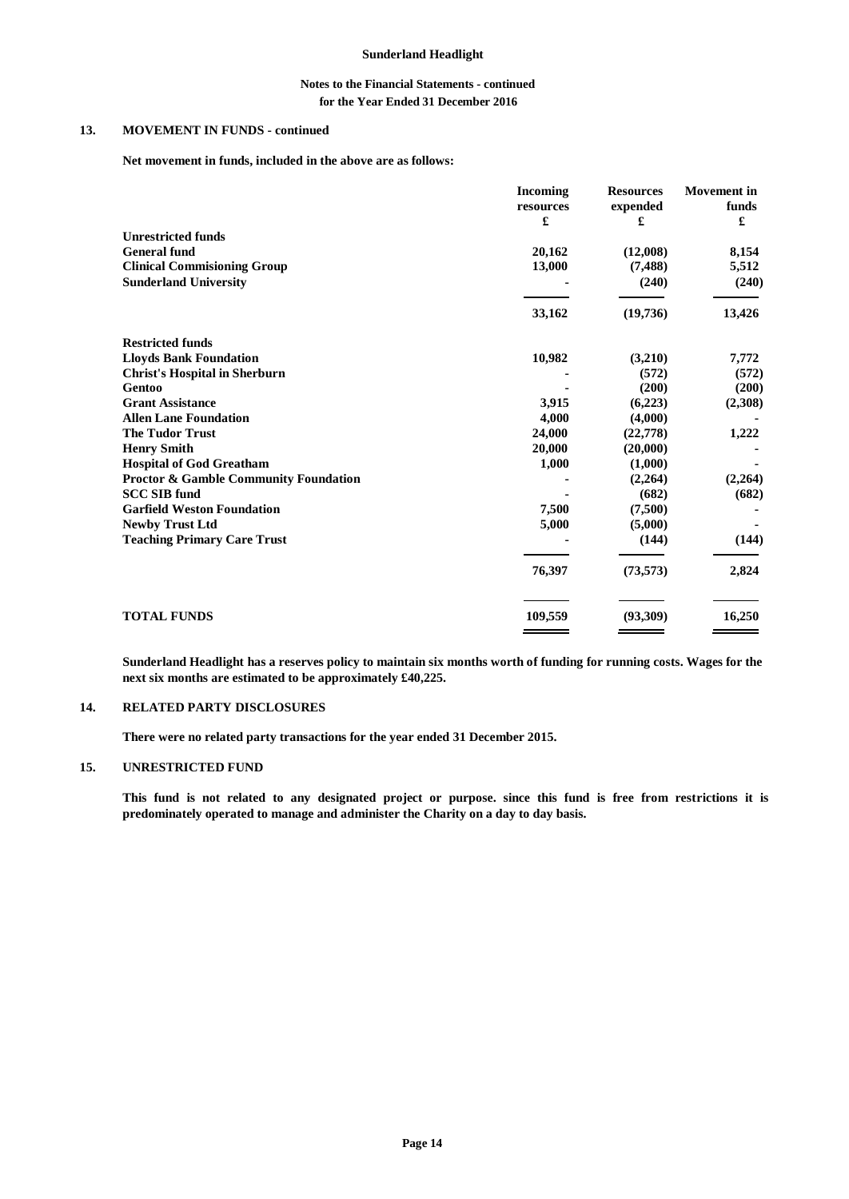## 13. MOVEMENT IN FUNDS - continued

**Net movement in funds, included in the above are as follows:**

| | Incoming resources £ | Resources expended £ | Movement in funds £ |
|---|---|---|---|
| **Unrestricted funds** | | | |
| General fund | 20,162 | (12,008) | 8,154 |
| Clinical Commisioning Group | 13,000 | (7,488) | 5,512 |
| Sunderland University | - | (240) | (240) |
| | 33,162 | (19,736) | 13,426 |
| **Restricted funds** | | | |
| Lloyds Bank Foundation | 10,982 | (3,210) | 7,772 |
| Christ's Hospital in Sherburn | - | (572) | (572) |
| Gentoo | - | (200) | (200) |
| Grant Assistance | 3,915 | (6,223) | (2,308) |
| Allen Lane Foundation | 4,000 | (4,000) | - |
| The Tudor Trust | 24,000 | (22,778) | 1,222 |
| Henry Smith | 20,000 | (20,000) | - |
| Hospital of God Greatham | 1,000 | (1,000) | - |
| Proctor & Gamble Community Foundation | - | (2,264) | (2,264) |
| SCC SIB fund | - | (682) | (682) |
| Garfield Weston Foundation | 7,500 | (7,500) | - |
| Newby Trust Ltd | 5,000 | (5,000) | - |
| Teaching Primary Care Trust | - | (144) | (144) |
| | 76,397 | (73,573) | 2,824 |
| **TOTAL FUNDS** | 109,559 | (93,309) | 16,250 |

Sunderland Headlight has a reserves policy to maintain six months worth of funding for running costs. Wages for the next six months are estimated to be approximately £40,225.

## 14. RELATED PARTY DISCLOSURES

There were no related party transactions for the year ended 31 December 2015.

## 15. UNRESTRICTED FUND

This fund is not related to any designated project or purpose. since this fund is free from restrictions it is predominately operated to manage and administer the Charity on a day to day basis.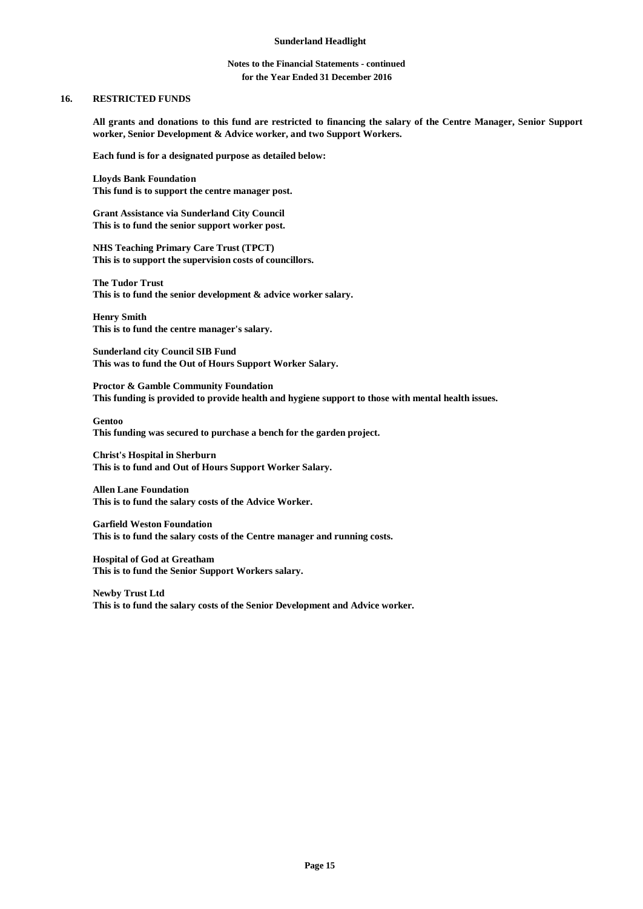**Notes to the Financial Statements - continued**
**for the Year Ended 31 December 2016**

## 16. RESTRICTED FUNDS

**All grants and donations to this fund are restricted to financing the salary of the Centre Manager, Senior Support worker, Senior Development & Advice worker, and two Support Workers.**

**Each fund is for a designated purpose as detailed below:**

**Lloyds Bank Foundation**
**This fund is to support the centre manager post.**

**Grant Assistance via Sunderland City Council**
**This is to fund the senior support worker post.**

**NHS Teaching Primary Care Trust (TPCT)**
**This is to support the supervision costs of councillors.**

**The Tudor Trust**
**This is to fund the senior development & advice worker salary.**

**Henry Smith**
**This is to fund the centre manager's salary.**

**Sunderland city Council SIB Fund**
**This was to fund the Out of Hours Support Worker Salary.**

**Proctor & Gamble Community Foundation**
**This funding is provided to provide health and hygiene support to those with mental health issues.**

**Gentoo**
**This funding was secured to purchase a bench for the garden project.**

**Christ's Hospital in Sherburn**
**This is to fund and Out of Hours Support Worker Salary.**

**Allen Lane Foundation**
**This is to fund the salary costs of the Advice Worker.**

**Garfield Weston Foundation**
**This is to fund the salary costs of the Centre manager and running costs.**

**Hospital of God at Greatham**
**This is to fund the Senior Support Workers salary.**

**Newby Trust Ltd**
**This is to fund the salary costs of the Senior Development and Advice worker.**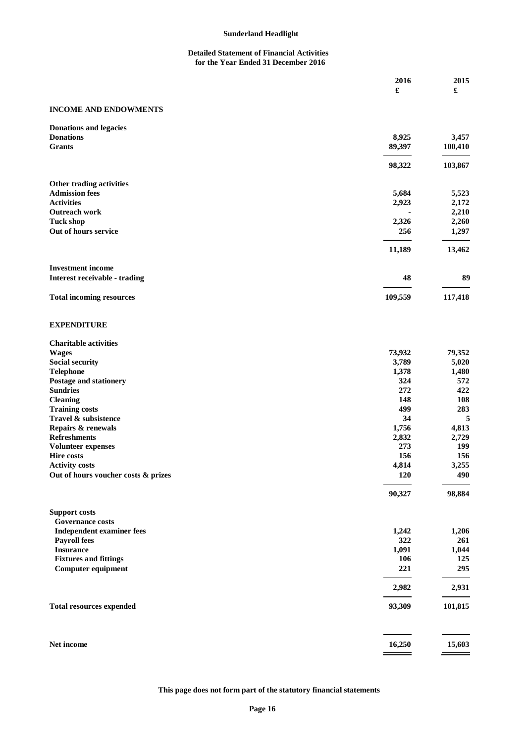**Sunderland Headlight**

**Detailed Statement of Financial Activities**
**for the Year Ended 31 December 2016**

| | 2016 | 2015 |
|---|---|---|
| | £ | £ |
| **INCOME AND ENDOWMENTS** | | |
| **Donations and legacies** | | |
| **Donations** | 8,925 | 3,457 |
| **Grants** | 89,397 | 100,410 |
| | 98,322 | 103,867 |
| **Other trading activities** | | |
| **Admission fees** | 5,684 | 5,523 |
| **Activities** | 2,923 | 2,172 |
| **Outreach work** | - | 2,210 |
| **Tuck shop** | 2,326 | 2,260 |
| **Out of hours service** | 256 | 1,297 |
| | 11,189 | 13,462 |
| **Investment income** | | |
| **Interest receivable - trading** | 48 | 89 |
| **Total incoming resources** | 109,559 | 117,418 |
| **EXPENDITURE** | | |
| **Charitable activities** | | |
| **Wages** | 73,932 | 79,352 |
| **Social security** | 3,789 | 5,020 |
| **Telephone** | 1,378 | 1,480 |
| **Postage and stationery** | 324 | 572 |
| **Sundries** | 272 | 422 |
| **Cleaning** | 148 | 108 |
| **Training costs** | 499 | 283 |
| **Travel & subsistence** | 34 | 5 |
| **Repairs & renewals** | 1,756 | 4,813 |
| **Refreshments** | 2,832 | 2,729 |
| **Volunteer expenses** | 273 | 199 |
| **Hire costs** | 156 | 156 |
| **Activity costs** | 4,814 | 3,255 |
| **Out of hours voucher costs & prizes** | 120 | 490 |
| | 90,327 | 98,884 |
| **Support costs** | | |
| **Governance costs** | | |
| **Independent examiner fees** | 1,242 | 1,206 |
| **Payroll fees** | 322 | 261 |
| **Insurance** | 1,091 | 1,044 |
| **Fixtures and fittings** | 106 | 125 |
| **Computer equipment** | 221 | 295 |
| | 2,982 | 2,931 |
| **Total resources expended** | 93,309 | 101,815 |
| **Net income** | 16,250 | 15,603 |

**This page does not form part of the statutory financial statements**